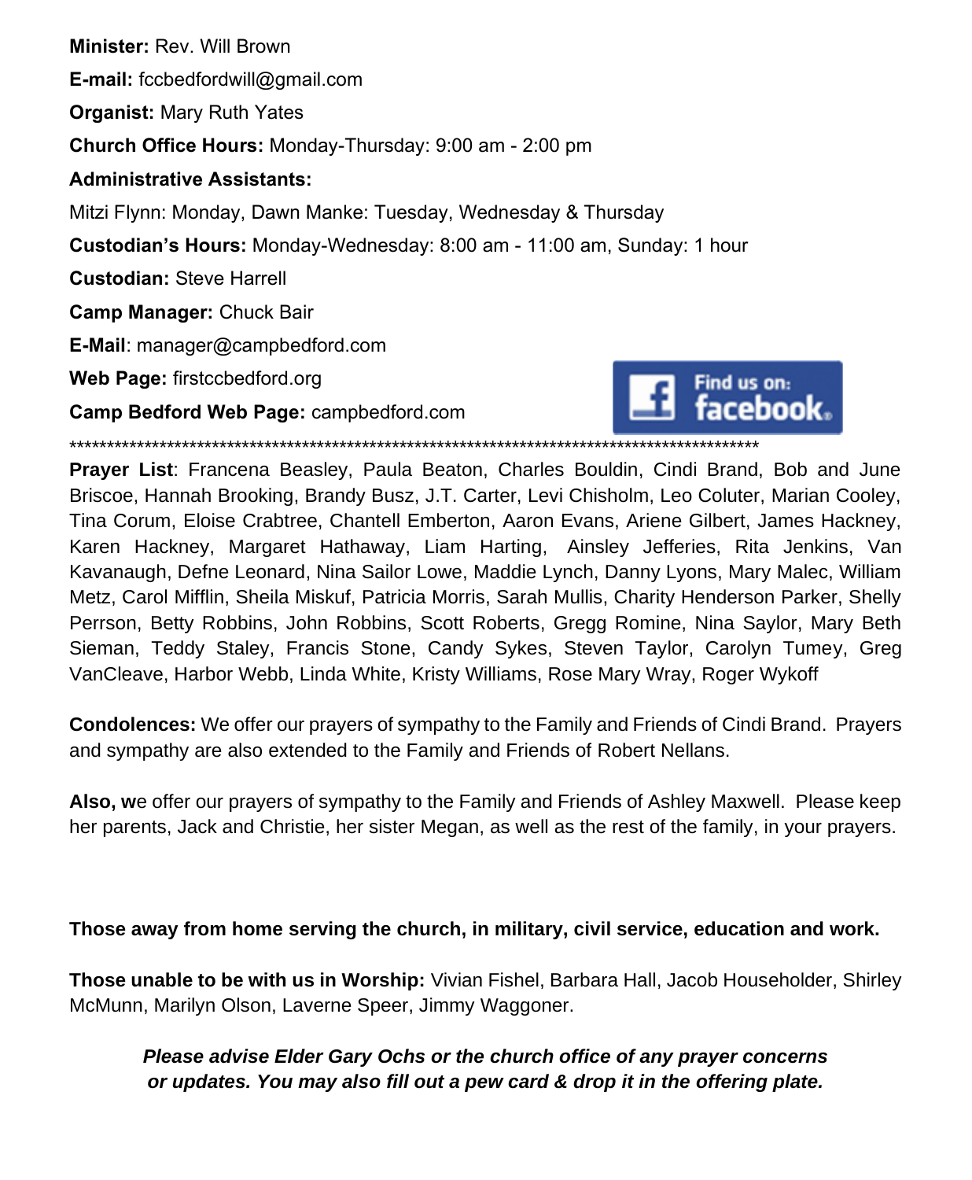**Minister:** Rev. Will Brown

**E-mail:** fccbedfordwill@gmail.com

**Organist:** Mary Ruth Yates

**Church Office Hours:** Monday-Thursday: 9:00 am - 2:00 pm

**Administrative Assistants:**

Mitzi Flynn: Monday, Dawn Manke: Tuesday, Wednesday & Thursday

**Custodian's Hours:** Monday-Wednesday: 8:00 am - 11:00 am, Sunday: 1 hour

**Custodian:** Steve Harrell

**Camp Manager:** Chuck Bair

**E-Mail**: manager@campbedford.com

**Web Page:** firstccbedford.org

**Camp Bedford Web Page:** campbedford.com

Find us on: facebook

*******************************************************************************************

**Prayer List**: Francena Beasley, Paula Beaton, Charles Bouldin, Cindi Brand, Bob and June Briscoe, Hannah Brooking, Brandy Busz, J.T. Carter, Levi Chisholm, Leo Coluter, Marian Cooley, Tina Corum, Eloise Crabtree, Chantell Emberton, Aaron Evans, Ariene Gilbert, James Hackney, Karen Hackney, Margaret Hathaway, Liam Harting, Ainsley Jefferies, Rita Jenkins, Van Kavanaugh, Defne Leonard, Nina Sailor Lowe, Maddie Lynch, Danny Lyons, Mary Malec, William Metz, Carol Mifflin, Sheila Miskuf, Patricia Morris, Sarah Mullis, Charity Henderson Parker, Shelly Perrson, Betty Robbins, John Robbins, Scott Roberts, Gregg Romine, Nina Saylor, Mary Beth Sieman, Teddy Staley, Francis Stone, Candy Sykes, Steven Taylor, Carolyn Tumey, Greg VanCleave, Harbor Webb, Linda White, Kristy Williams, Rose Mary Wray, Roger Wykoff

**Condolences:** We offer our prayers of sympathy to the Family and Friends of Cindi Brand. Prayers and sympathy are also extended to the Family and Friends of Robert Nellans.

**Also, w**e offer our prayers of sympathy to the Family and Friends of Ashley Maxwell. Please keep her parents, Jack and Christie, her sister Megan, as well as the rest of the family, in your prayers.

**Those away from home serving the church, in military, civil service, education and work.**

**Those unable to be with us in Worship:** Vivian Fishel, Barbara Hall, Jacob Householder, Shirley McMunn, Marilyn Olson, Laverne Speer, Jimmy Waggoner.

***Please advise Elder Gary Ochs or the church office of any prayer concerns or updates. You may also fill out a pew card & drop it in the offering plate.***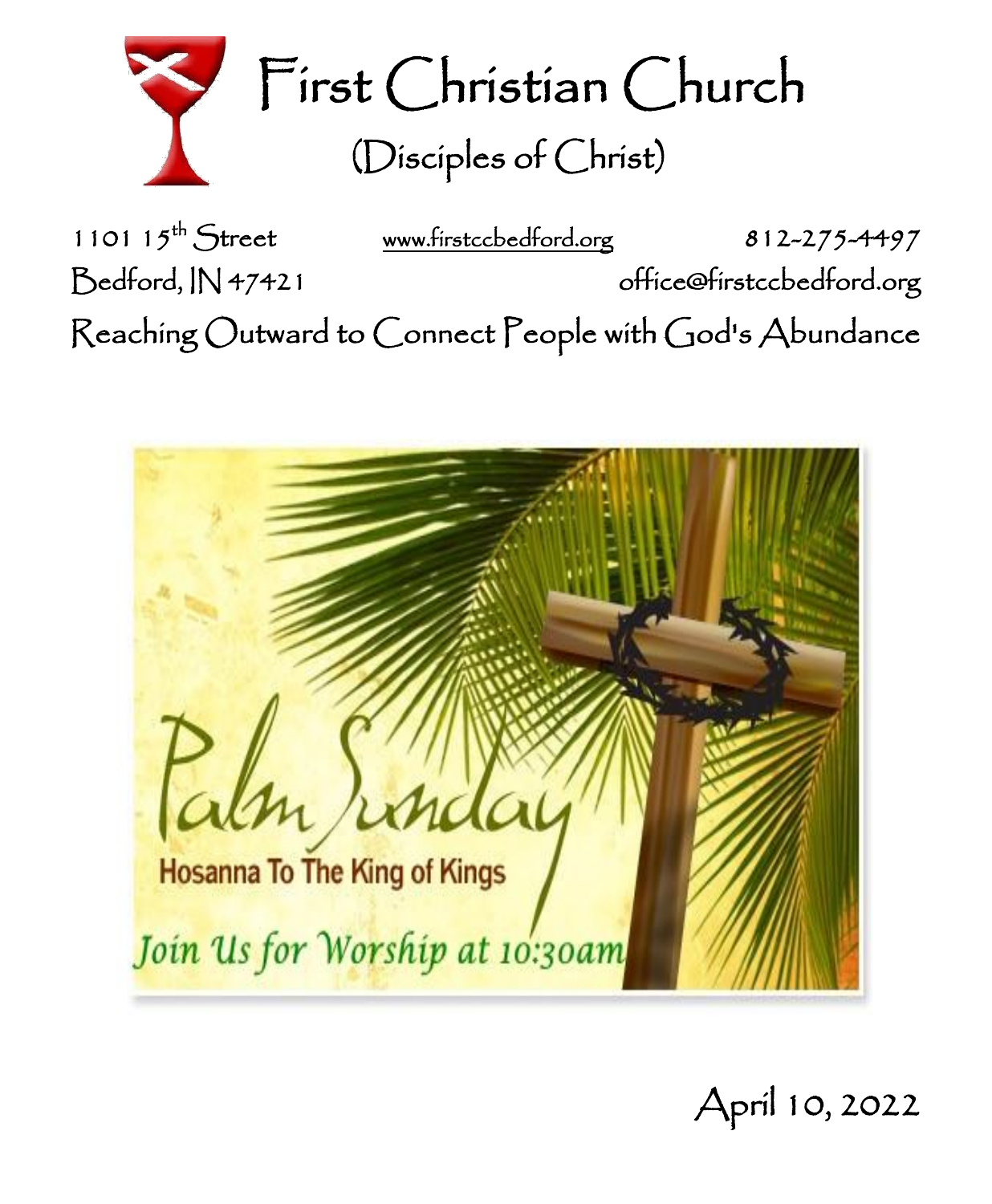# First Christian Church

## (Disciples of Christ)

1101 15th Street www.firstccbedford.org 812-275-4497

Bedford, IN 47421 office@firstccbedford.org

Reaching Outward to Connect People with God's Abundance

Palm Sunday

Hosanna To The King of Kings

Join Us for Worship at 10:30am

April 10, 2022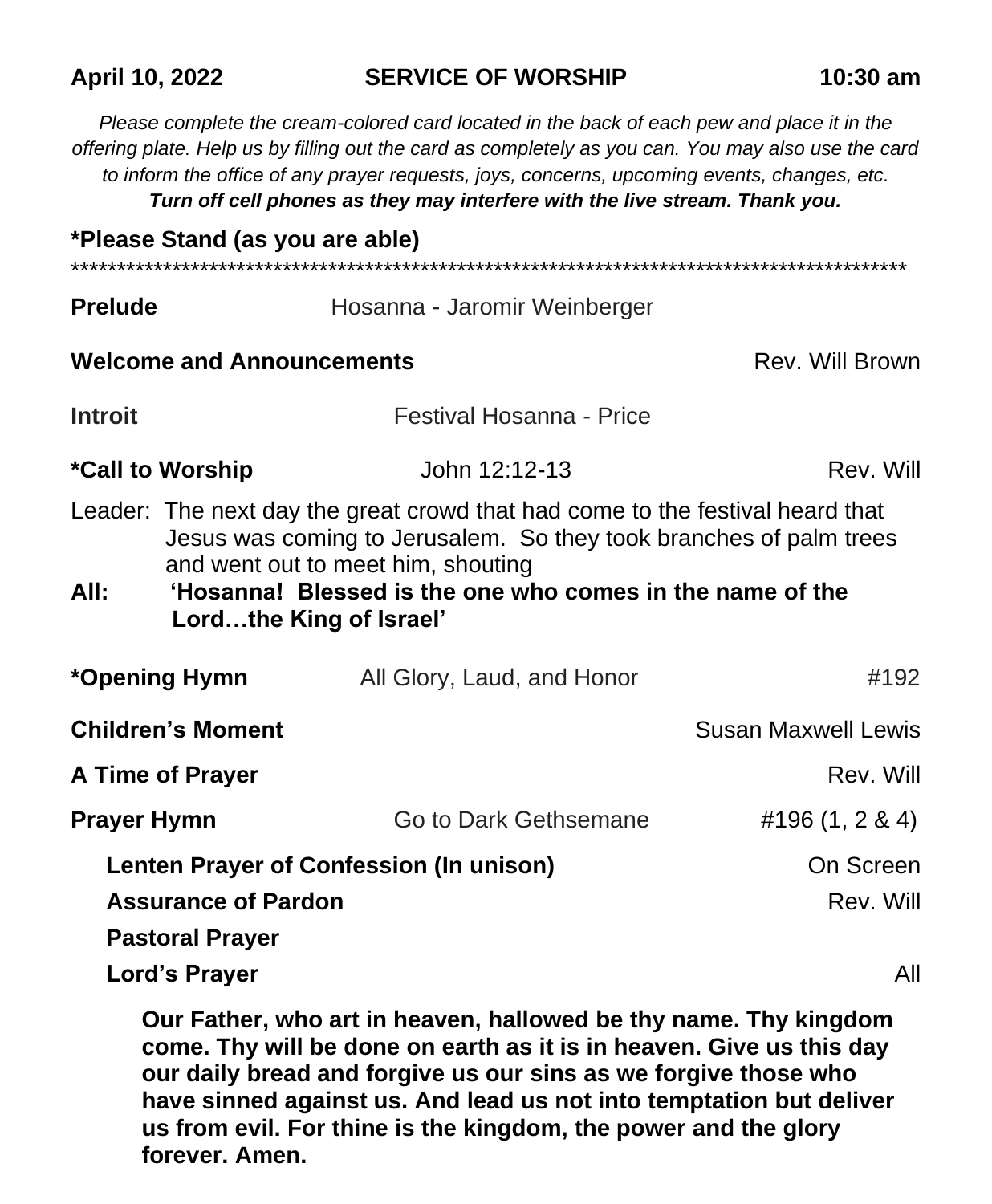**April 10, 2022** **SERVICE OF WORSHIP** **10:30 am**

*Please complete the cream-colored card located in the back of each pew and place it in the offering plate. Help us by filling out the card as completely as you can. You may also use the card to inform the office of any prayer requests, joys, concerns, upcoming events, changes, etc.*
***Turn off cell phones as they may interfere with the live stream. Thank you.***

**\*Please Stand (as you are able)**

*****************************************************************************************

**Prelude** Hosanna - Jaromir Weinberger

**Welcome and Announcements** Rev. Will Brown

**Introit** Festival Hosanna - Price

**\*Call to Worship** John 12:12-13 Rev. Will

Leader: The next day the great crowd that had come to the festival heard that Jesus was coming to Jerusalem. So they took branches of palm trees and went out to meet him, shouting

**All: 'Hosanna! Blessed is the one who comes in the name of the Lord…the King of Israel'**

**\*Opening Hymn** All Glory, Laud, and Honor #192

**Children's Moment** Susan Maxwell Lewis

**A Time of Prayer** Rev. Will

**Prayer Hymn** Go to Dark Gethsemane #196 (1, 2 & 4)

**Lenten Prayer of Confession (In unison)** On Screen

**Assurance of Pardon** Rev. Will

**Pastoral Prayer**

**Lord's Prayer** All

**Our Father, who art in heaven, hallowed be thy name. Thy kingdom come. Thy will be done on earth as it is in heaven. Give us this day our daily bread and forgive us our sins as we forgive those who have sinned against us. And lead us not into temptation but deliver us from evil. For thine is the kingdom, the power and the glory forever. Amen.**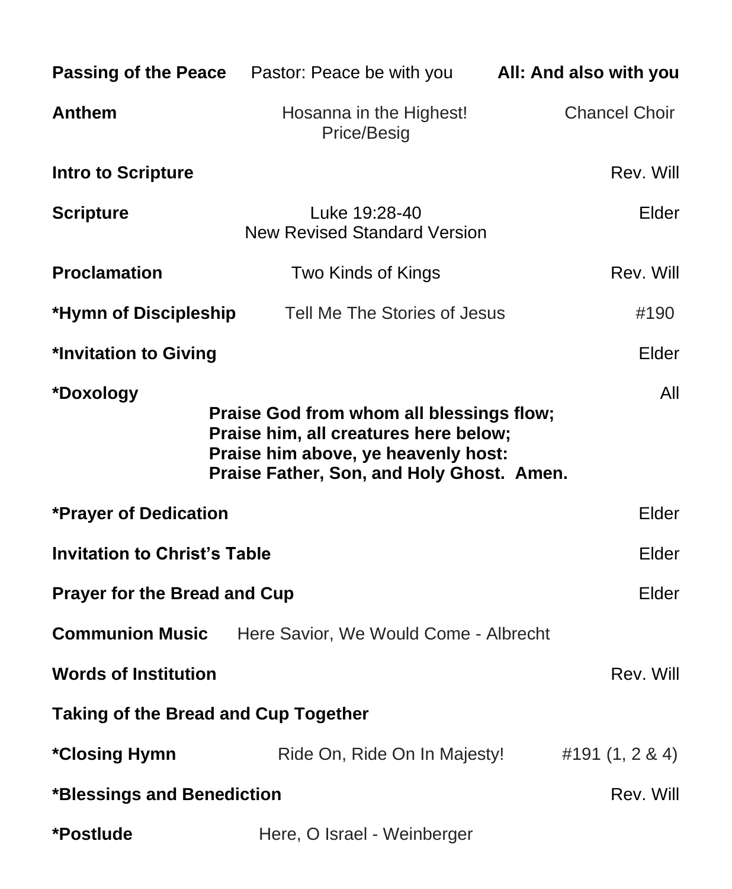**Passing of the Peace** Pastor: Peace be with you **All: And also with you**

**Anthem** Hosanna in the Highest! Price/Besig Chancel Choir

**Intro to Scripture** Rev. Will

**Scripture** Luke 19:28-40 New Revised Standard Version Elder

**Proclamation** Two Kinds of Kings Rev. Will

***Hymn of Discipleship** Tell Me The Stories of Jesus #190

***Invitation to Giving** Elder

***Doxology** All

**Praise God from whom all blessings flow;**
**Praise him, all creatures here below;**
**Praise him above, ye heavenly host:**
**Praise Father, Son, and Holy Ghost. Amen.**

***Prayer of Dedication** Elder

**Invitation to Christ's Table** Elder

**Prayer for the Bread and Cup** Elder

**Communion Music** Here Savior, We Would Come - Albrecht

**Words of Institution** Rev. Will

**Taking of the Bread and Cup Together**

***Closing Hymn** Ride On, Ride On In Majesty! #191 (1, 2 & 4)

***Blessings and Benediction** Rev. Will

***Postlude** Here, O Israel - Weinberger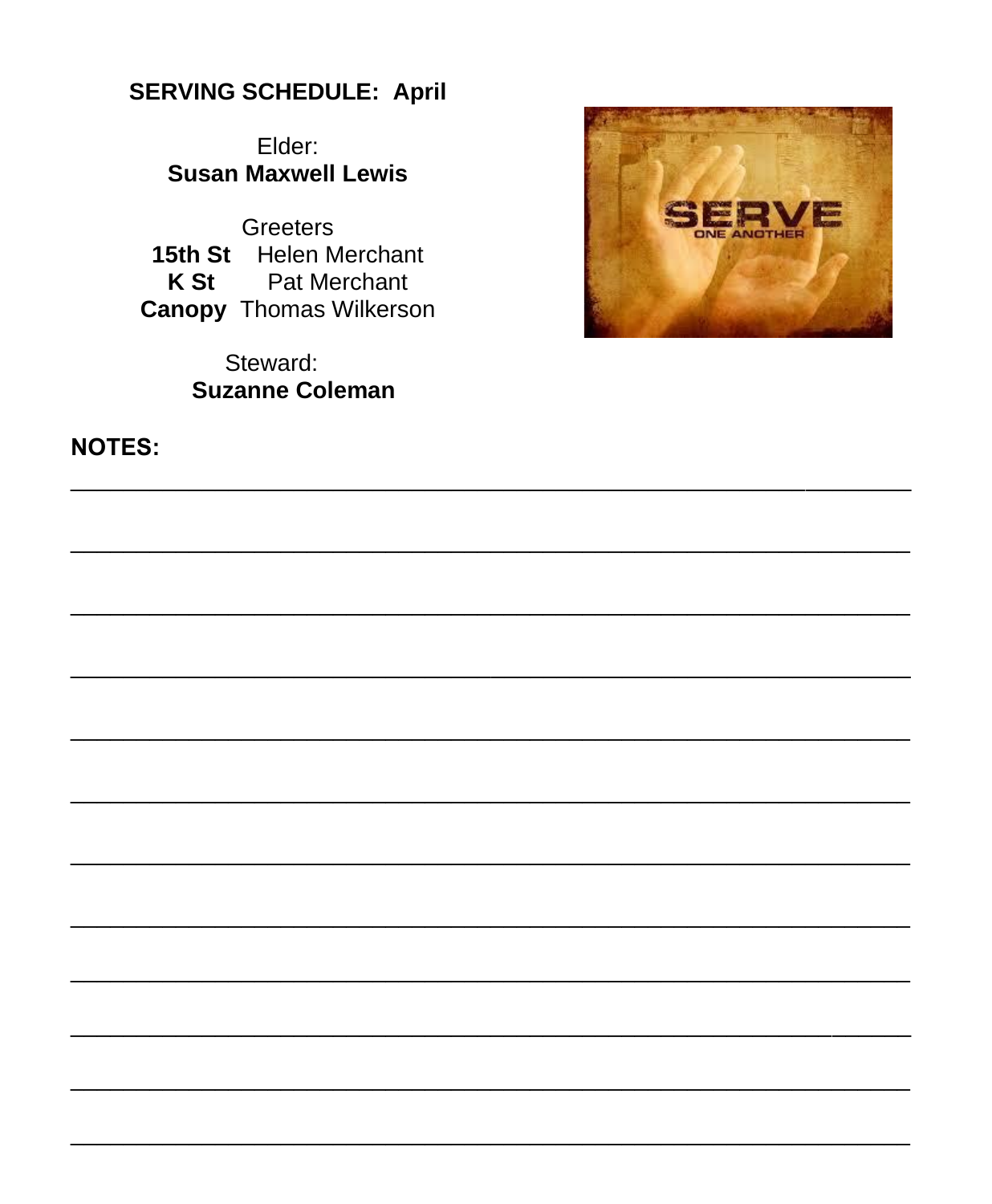## SERVING SCHEDULE: April

Elder:
**Susan Maxwell Lewis**

Greeters
**15th St** Helen Merchant
**K St** Pat Merchant
**Canopy** Thomas Wilkerson

Steward:
**Suzanne Coleman**

**NOTES:**

___________________________________________________________________________

___________________________________________________________________________

___________________________________________________________________________

___________________________________________________________________________

___________________________________________________________________________

___________________________________________________________________________

___________________________________________________________________________

___________________________________________________________________________

___________________________________________________________________________

___________________________________________________________________________

___________________________________________________________________________

___________________________________________________________________________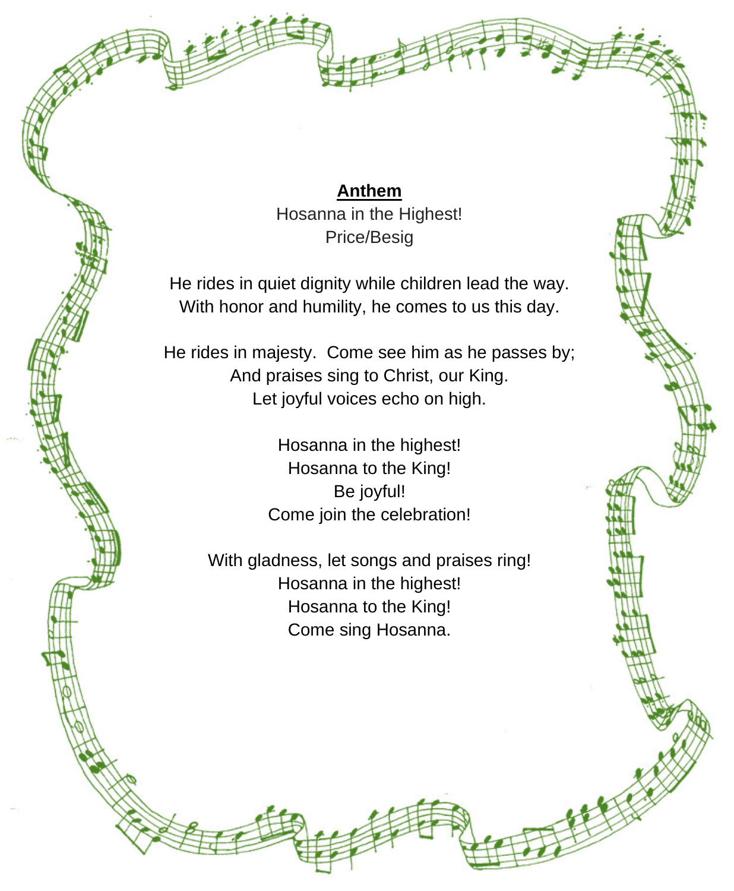**Anthem**

Hosanna in the Highest!
Price/Besig

He rides in quiet dignity while children lead the way.
With honor and humility, he comes to us this day.

He rides in majesty. Come see him as he passes by;
And praises sing to Christ, our King.
Let joyful voices echo on high.

Hosanna in the highest!
Hosanna to the King!
Be joyful!
Come join the celebration!

With gladness, let songs and praises ring!
Hosanna in the highest!
Hosanna to the King!
Come sing Hosanna.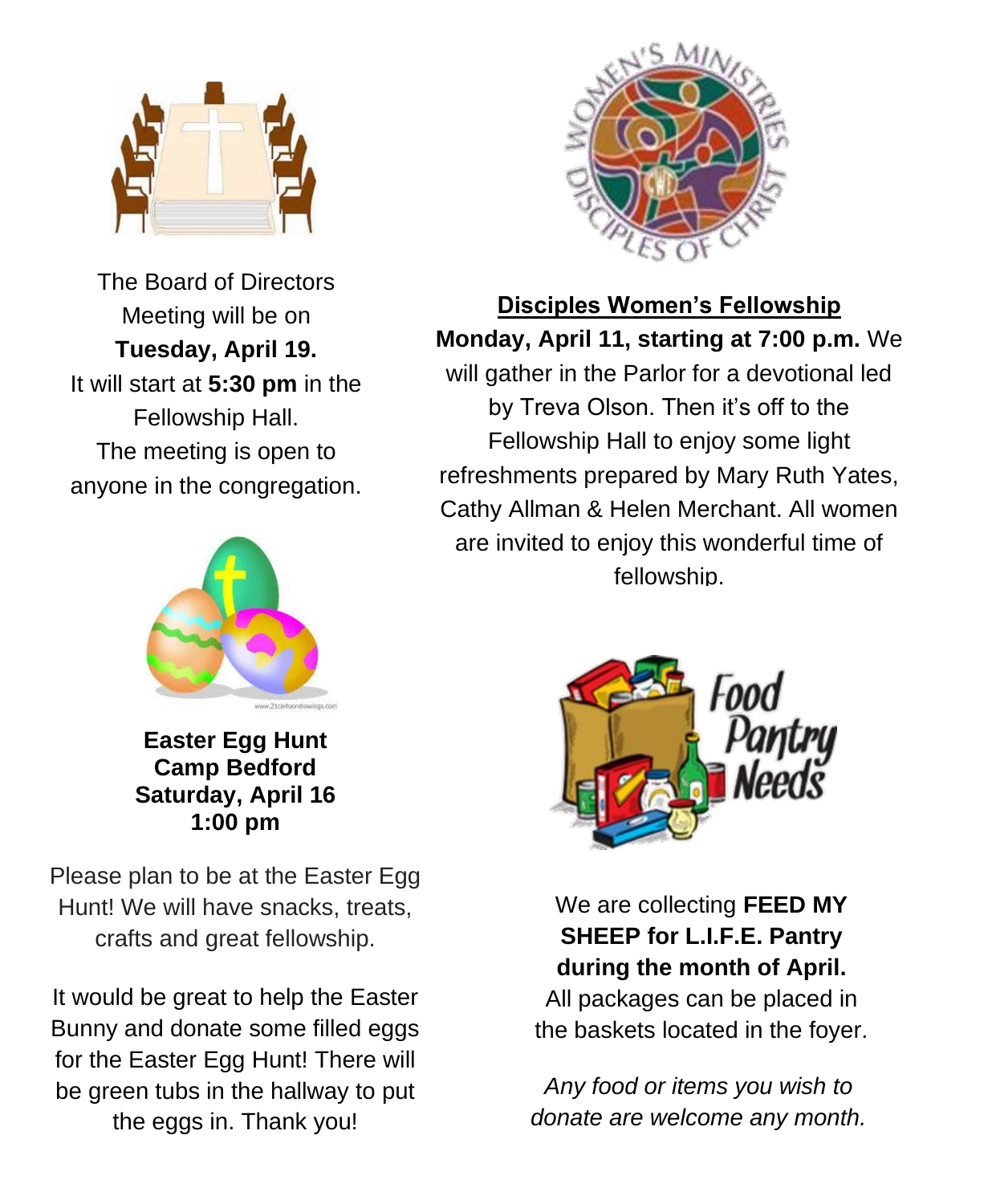The Board of Directors Meeting will be on **Tuesday, April 19.** It will start at **5:30 pm** in the Fellowship Hall. The meeting is open to anyone in the congregation.

**Easter Egg Hunt**
**Camp Bedford**
**Saturday, April 16**
**1:00 pm**

Please plan to be at the Easter Egg Hunt! We will have snacks, treats, crafts and great fellowship.

It would be great to help the Easter Bunny and donate some filled eggs for the Easter Egg Hunt! There will be green tubs in the hallway to put the eggs in. Thank you!

**Disciples Women's Fellowship**

**Monday, April 11, starting at 7:00 p.m.** We will gather in the Parlor for a devotional led by Treva Olson. Then it's off to the Fellowship Hall to enjoy some light refreshments prepared by Mary Ruth Yates, Cathy Allman & Helen Merchant. All women are invited to enjoy this wonderful time of fellowship.

Food Pantry Needs

We are collecting **FEED MY SHEEP for L.I.F.E. Pantry during the month of April.** All packages can be placed in the baskets located in the foyer.

*Any food or items you wish to donate are welcome any month.*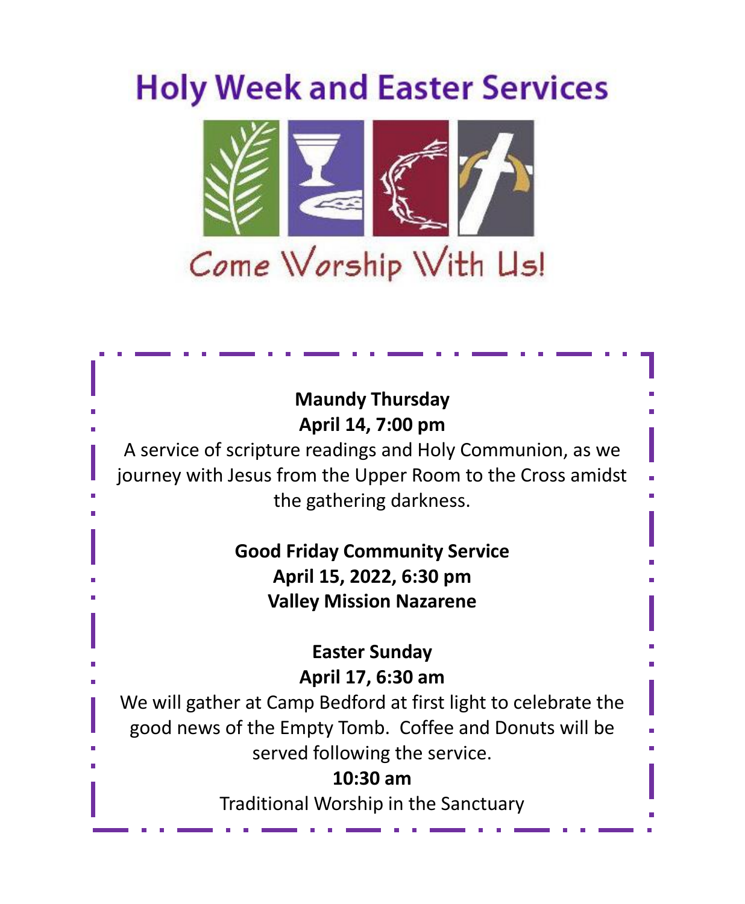# Holy Week and Easter Services

Come Worship With Us!

**Maundy Thursday**
**April 14, 7:00 pm**

A service of scripture readings and Holy Communion, as we journey with Jesus from the Upper Room to the Cross amidst the gathering darkness.

**Good Friday Community Service**
**April 15, 2022, 6:30 pm**
**Valley Mission Nazarene**

**Easter Sunday**
**April 17, 6:30 am**

We will gather at Camp Bedford at first light to celebrate the good news of the Empty Tomb. Coffee and Donuts will be served following the service.

**10:30 am**

Traditional Worship in the Sanctuary